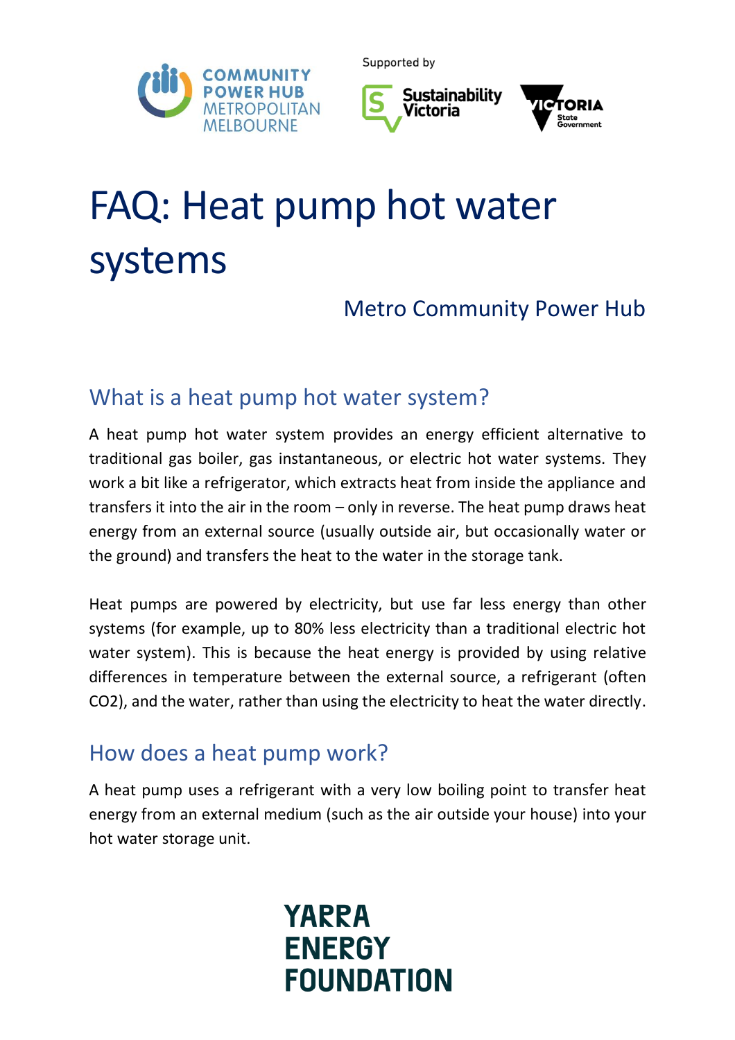# FAQ: Heat pump hot water systems

Metro Community Power Hub

## What is a heat pump hot water system?

A heat pump hot water system provides an energy efficient alternative to traditional gas boiler, gas instantaneous, or electric hot water systems. They work a bit like a refrigerator, which extracts heat from inside the appliance and transfers it into the air in the room – only in reverse. The heat pump draws heat energy from an external source (usually outside air, but occasionally water or the ground) and transfers the heat to the water in the storage tank.

Heat pumps are powered by electricity, but use far less energy than other systems (for example, up to 80% less electricity than a traditional electric hot water system). This is because the heat energy is provided by using relative differences in temperature between the external source, a refrigerant (often $CO_2$), and the water, rather than using the electricity to heat the water directly.

## How does a heat pump work?

A heat pump uses a refrigerant with a very low boiling point to transfer heat energy from an external medium (such as the air outside your house) into your hot water storage unit.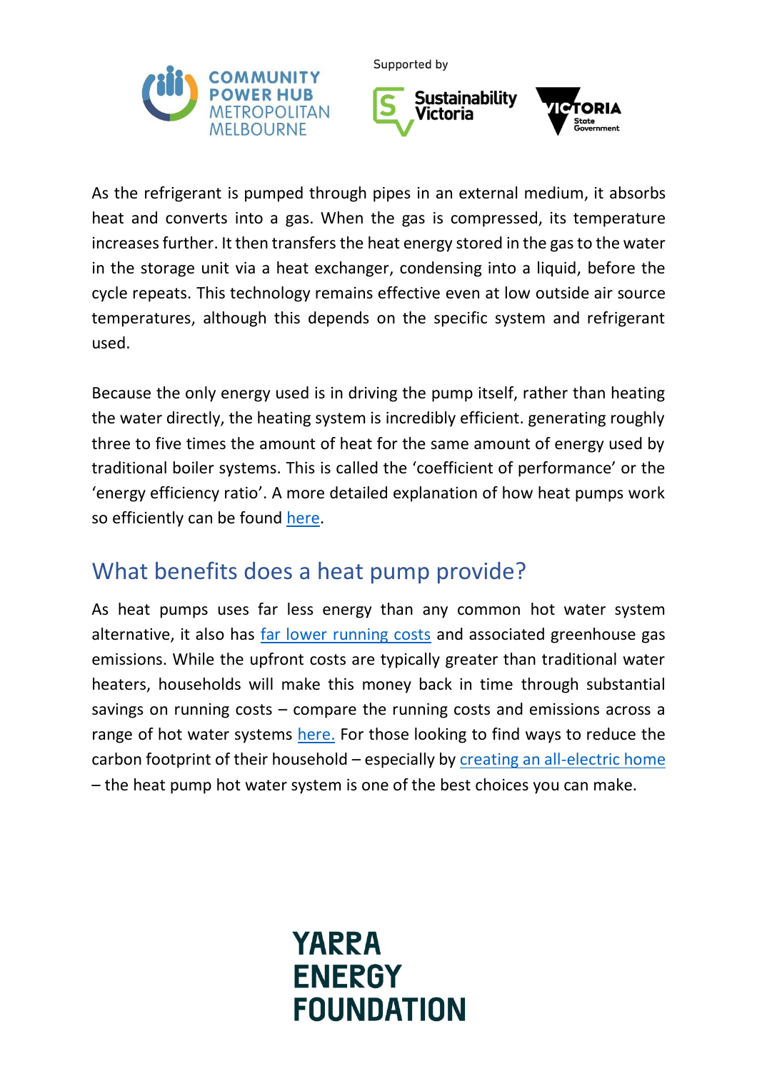As the refrigerant is pumped through pipes in an external medium, it absorbs heat and converts into a gas. When the gas is compressed, its temperature increases further. It then transfers the heat energy stored in the gas to the water in the storage unit via a heat exchanger, condensing into a liquid, before the cycle repeats. This technology remains effective even at low outside air source temperatures, although this depends on the specific system and refrigerant used.

Because the only energy used is in driving the pump itself, rather than heating the water directly, the heating system is incredibly efficient. generating roughly three to five times the amount of heat for the same amount of energy used by traditional boiler systems. This is called the 'coefficient of performance' or the 'energy efficiency ratio'. A more detailed explanation of how heat pumps work so efficiently can be found here.

## What benefits does a heat pump provide?

As heat pumps uses far less energy than any common hot water system alternative, it also has far lower running costs and associated greenhouse gas emissions. While the upfront costs are typically greater than traditional water heaters, households will make this money back in time through substantial savings on running costs – compare the running costs and emissions across a range of hot water systems here. For those looking to find ways to reduce the carbon footprint of their household – especially by creating an all-electric home – the heat pump hot water system is one of the best choices you can make.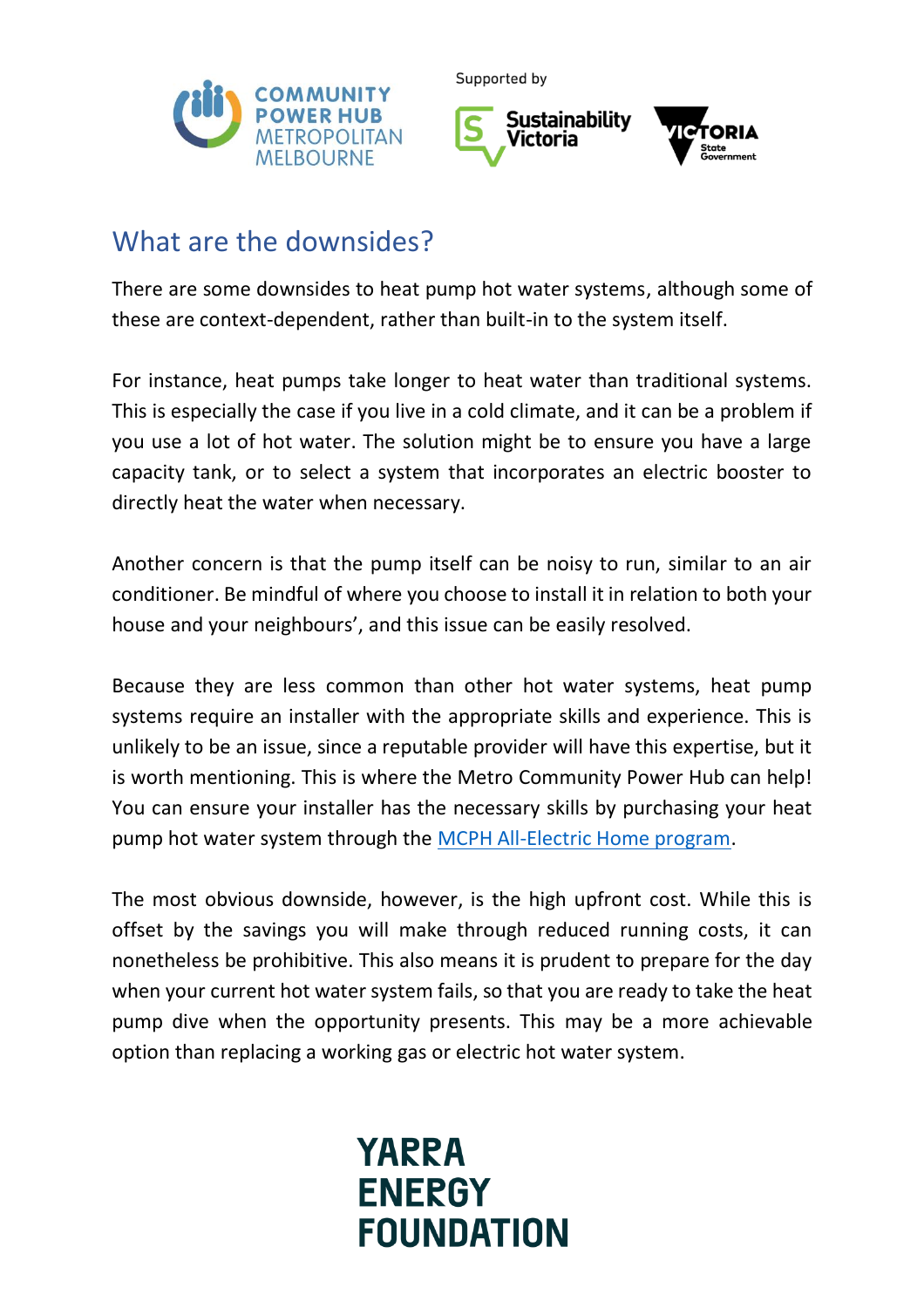## What are the downsides?

There are some downsides to heat pump hot water systems, although some of these are context-dependent, rather than built-in to the system itself.

For instance, heat pumps take longer to heat water than traditional systems. This is especially the case if you live in a cold climate, and it can be a problem if you use a lot of hot water. The solution might be to ensure you have a large capacity tank, or to select a system that incorporates an electric booster to directly heat the water when necessary.

Another concern is that the pump itself can be noisy to run, similar to an air conditioner. Be mindful of where you choose to install it in relation to both your house and your neighbours', and this issue can be easily resolved.

Because they are less common than other hot water systems, heat pump systems require an installer with the appropriate skills and experience. This is unlikely to be an issue, since a reputable provider will have this expertise, but it is worth mentioning. This is where the Metro Community Power Hub can help! You can ensure your installer has the necessary skills by purchasing your heat pump hot water system through the MCPH All-Electric Home program.

The most obvious downside, however, is the high upfront cost. While this is offset by the savings you will make through reduced running costs, it can nonetheless be prohibitive. This also means it is prudent to prepare for the day when your current hot water system fails, so that you are ready to take the heat pump dive when the opportunity presents. This may be a more achievable option than replacing a working gas or electric hot water system.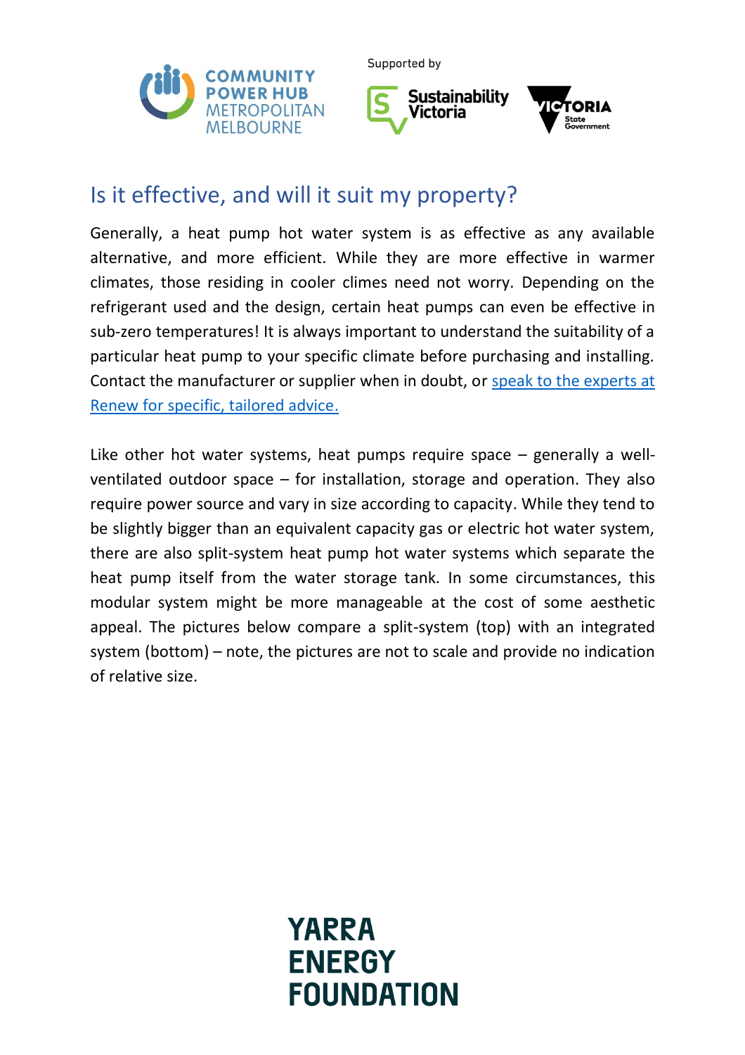## Is it effective, and will it suit my property?

Generally, a heat pump hot water system is as effective as any available alternative, and more efficient. While they are more effective in warmer climates, those residing in cooler climes need not worry. Depending on the refrigerant used and the design, certain heat pumps can even be effective in sub-zero temperatures! It is always important to understand the suitability of a particular heat pump to your specific climate before purchasing and installing. Contact the manufacturer or supplier when in doubt, or [speak to the experts at Renew for specific, tailored advice.]()

Like other hot water systems, heat pumps require space – generally a well-ventilated outdoor space – for installation, storage and operation. They also require power source and vary in size according to capacity. While they tend to be slightly bigger than an equivalent capacity gas or electric hot water system, there are also split-system heat pump hot water systems which separate the heat pump itself from the water storage tank. In some circumstances, this modular system might be more manageable at the cost of some aesthetic appeal. The pictures below compare a split-system (top) with an integrated system (bottom) – note, the pictures are not to scale and provide no indication of relative size.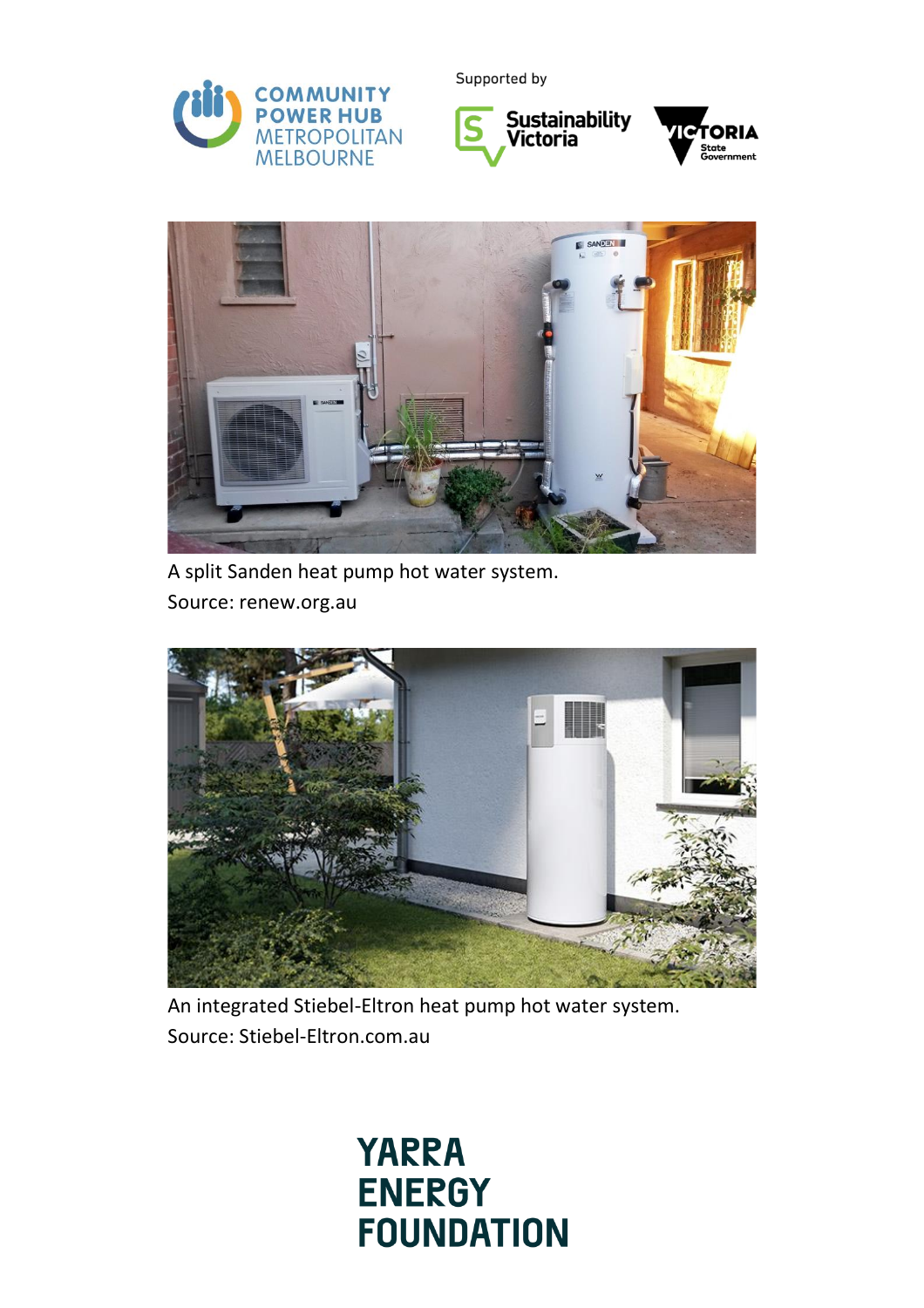A split Sanden heat pump hot water system.
Source: renew.org.au

An integrated Stiebel-Eltron heat pump hot water system.
Source: Stiebel-Eltron.com.au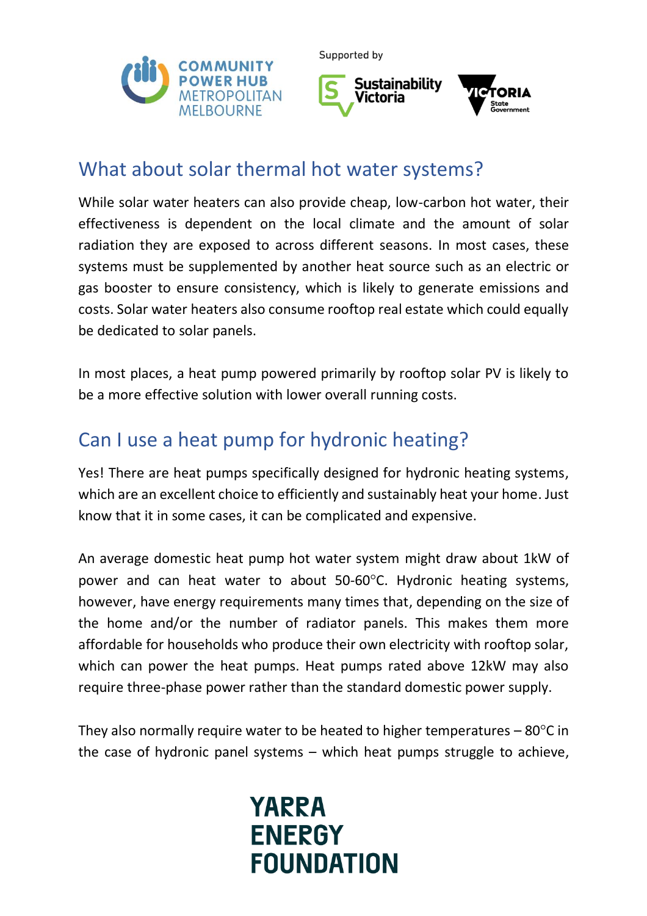## What about solar thermal hot water systems?

While solar water heaters can also provide cheap, low-carbon hot water, their effectiveness is dependent on the local climate and the amount of solar radiation they are exposed to across different seasons. In most cases, these systems must be supplemented by another heat source such as an electric or gas booster to ensure consistency, which is likely to generate emissions and costs. Solar water heaters also consume rooftop real estate which could equally be dedicated to solar panels.

In most places, a heat pump powered primarily by rooftop solar PV is likely to be a more effective solution with lower overall running costs.

## Can I use a heat pump for hydronic heating?

Yes! There are heat pumps specifically designed for hydronic heating systems, which are an excellent choice to efficiently and sustainably heat your home. Just know that it in some cases, it can be complicated and expensive.

An average domestic heat pump hot water system might draw about 1kW of power and can heat water to about 50-60°C. Hydronic heating systems, however, have energy requirements many times that, depending on the size of the home and/or the number of radiator panels. This makes them more affordable for households who produce their own electricity with rooftop solar, which can power the heat pumps. Heat pumps rated above 12kW may also require three-phase power rather than the standard domestic power supply.

They also normally require water to be heated to higher temperatures – 80°C in the case of hydronic panel systems – which heat pumps struggle to achieve,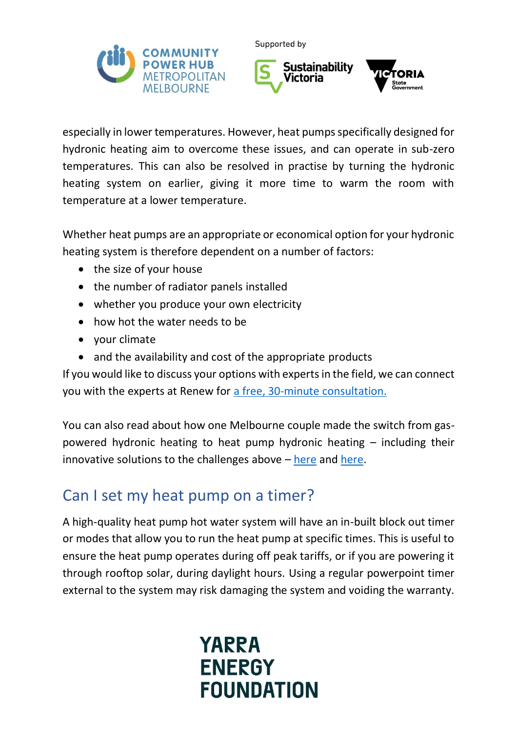especially in lower temperatures. However, heat pumps specifically designed for hydronic heating aim to overcome these issues, and can operate in sub-zero temperatures. This can also be resolved in practise by turning the hydronic heating system on earlier, giving it more time to warm the room with temperature at a lower temperature.

Whether heat pumps are an appropriate or economical option for your hydronic heating system is therefore dependent on a number of factors:

- the size of your house
- the number of radiator panels installed
- whether you produce your own electricity
- how hot the water needs to be
- your climate
- and the availability and cost of the appropriate products

If you would like to discuss your options with experts in the field, we can connect you with the experts at Renew for a free, 30-minute consultation.

You can also read about how one Melbourne couple made the switch from gas-powered hydronic heating to heat pump hydronic heating – including their innovative solutions to the challenges above – here and here.

## Can I set my heat pump on a timer?

A high-quality heat pump hot water system will have an in-built block out timer or modes that allow you to run the heat pump at specific times. This is useful to ensure the heat pump operates during off peak tariffs, or if you are powering it through rooftop solar, during daylight hours. Using a regular powerpoint timer external to the system may risk damaging the system and voiding the warranty.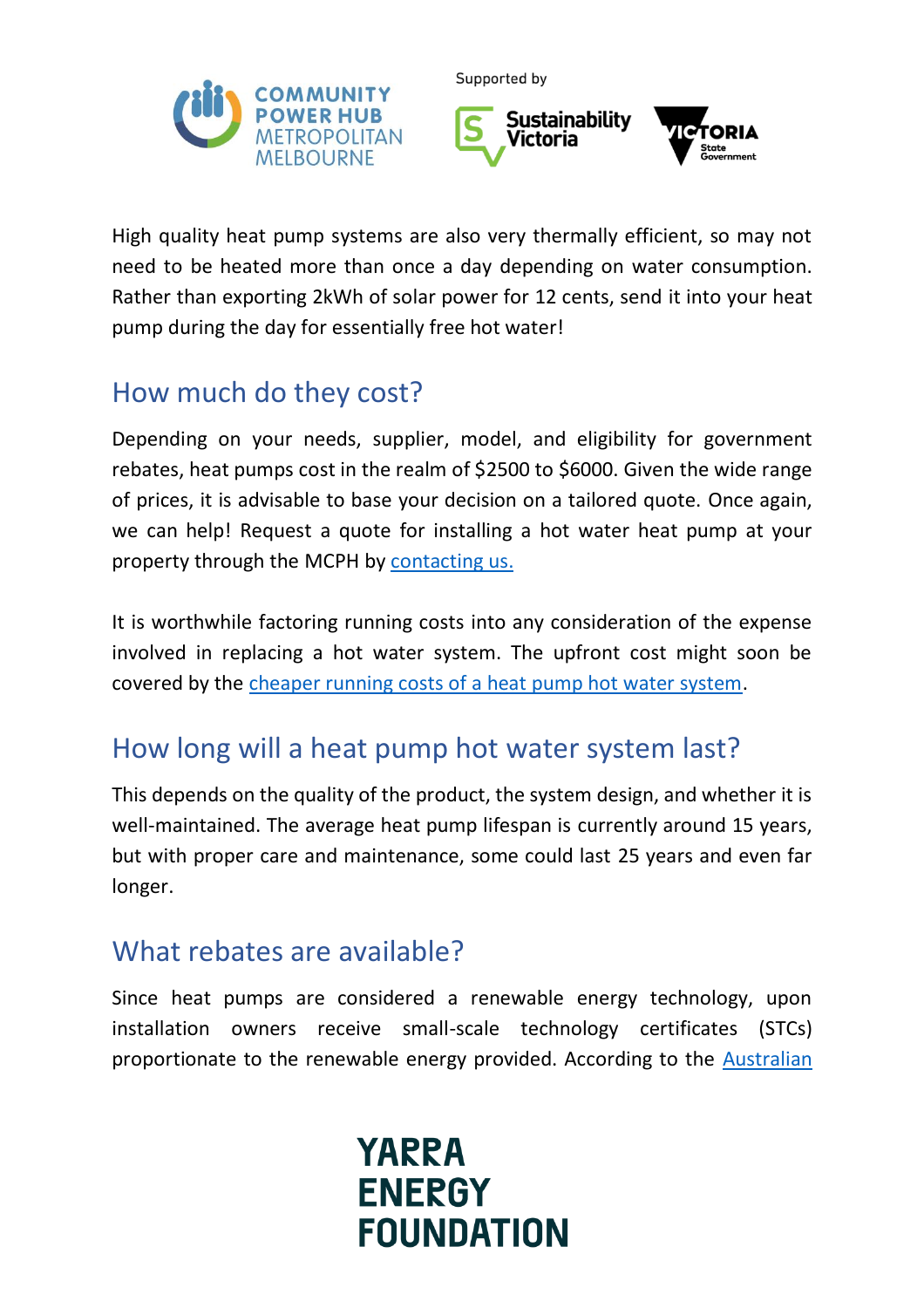High quality heat pump systems are also very thermally efficient, so may not need to be heated more than once a day depending on water consumption. Rather than exporting 2kWh of solar power for 12 cents, send it into your heat pump during the day for essentially free hot water!

## How much do they cost?

Depending on your needs, supplier, model, and eligibility for government rebates, heat pumps cost in the realm of $2500 to $6000. Given the wide range of prices, it is advisable to base your decision on a tailored quote. Once again, we can help! Request a quote for installing a hot water heat pump at your property through the MCPH by [contacting us.]()

It is worthwhile factoring running costs into any consideration of the expense involved in replacing a hot water system. The upfront cost might soon be covered by the [cheaper running costs of a heat pump hot water system]().

## How long will a heat pump hot water system last?

This depends on the quality of the product, the system design, and whether it is well-maintained. The average heat pump lifespan is currently around 15 years, but with proper care and maintenance, some could last 25 years and even far longer.

## What rebates are available?

Since heat pumps are considered a renewable energy technology, upon installation owners receive small-scale technology certificates (STCs) proportionate to the renewable energy provided. According to the [Australian]()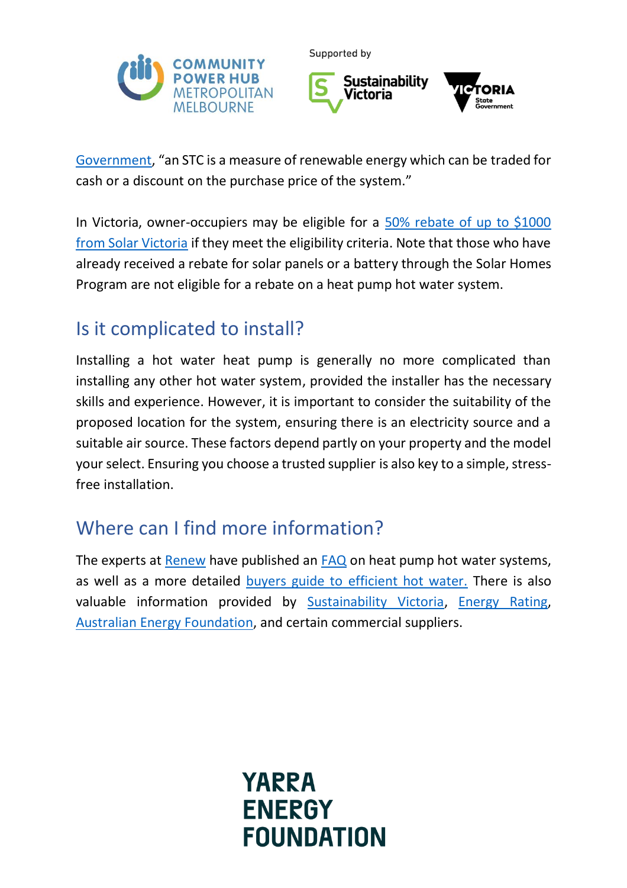Government, "an STC is a measure of renewable energy which can be traded for cash or a discount on the purchase price of the system."

In Victoria, owner-occupiers may be eligible for a 50% rebate of up to $1000 from Solar Victoria if they meet the eligibility criteria. Note that those who have already received a rebate for solar panels or a battery through the Solar Homes Program are not eligible for a rebate on a heat pump hot water system.

## Is it complicated to install?

Installing a hot water heat pump is generally no more complicated than installing any other hot water system, provided the installer has the necessary skills and experience. However, it is important to consider the suitability of the proposed location for the system, ensuring there is an electricity source and a suitable air source. These factors depend partly on your property and the model your select. Ensuring you choose a trusted supplier is also key to a simple, stress-free installation.

## Where can I find more information?

The experts at Renew have published an FAQ on heat pump hot water systems, as well as a more detailed buyers guide to efficient hot water. There is also valuable information provided by Sustainability Victoria, Energy Rating, Australian Energy Foundation, and certain commercial suppliers.